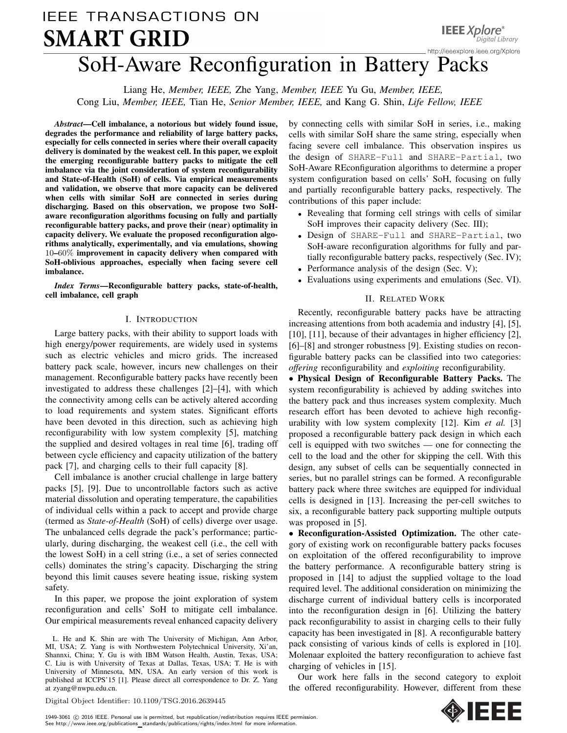# SoH-Aware Reconfiguration in Battery Packs

Liang He, *Member, IEEE,* Zhe Yang, *Member, IEEE* Yu Gu, *Member, IEEE,* Cong Liu, *Member, IEEE,* Tian He, *Senior Member, IEEE,* and Kang G. Shin, *Life Fellow, IEEE*

***Abstract*—Cell imbalance, a notorious but widely found issue, degrades the performance and reliability of large battery packs, especially for cells connected in series where their overall capacity delivery is dominated by the weakest cell. In this paper, we exploit the emerging reconfigurable battery packs to mitigate the cell imbalance via the joint consideration of system reconfigurability and State-of-Health (SoH) of cells. Via empirical measurements and validation, we observe that more capacity can be delivered when cells with similar SoH are connected in series during discharging. Based on this observation, we propose two SoH-aware reconfiguration algorithms focusing on fully and partially reconfigurable battery packs, and prove their (near) optimality in capacity delivery. We evaluate the proposed reconfiguration algorithms analytically, experimentally, and via emulations, showing 10–60% improvement in capacity delivery when compared with SoH-oblivious approaches, especially when facing severe cell imbalance.**

***Index Terms*—Reconfigurable battery packs, state-of-health, cell imbalance, cell graph**

## I. Introduction

Large battery packs, with their ability to support loads with high energy/power requirements, are widely used in systems such as electric vehicles and micro grids. The increased battery pack scale, however, incurs new challenges on their management. Reconfigurable battery packs have recently been investigated to address these challenges [2]–[4], with which the connectivity among cells can be actively altered according to load requirements and system states. Significant efforts have been devoted in this direction, such as achieving high reconfigurability with low system complexity [5], matching the supplied and desired voltages in real time [6], trading off between cycle efficiency and capacity utilization of the battery pack [7], and charging cells to their full capacity [8].

Cell imbalance is another crucial challenge in large battery packs [5], [9]. Due to uncontrollable factors such as active material dissolution and operating temperature, the capabilities of individual cells within a pack to accept and provide charge (termed as *State-of-Health* (SoH) of cells) diverge over usage. The unbalanced cells degrade the pack's performance; particularly, during discharging, the weakest cell (i.e., the cell with the lowest SoH) in a cell string (i.e., a set of series connected cells) dominates the string's capacity. Discharging the string beyond this limit causes severe heating issue, risking system safety.

In this paper, we propose the joint exploration of system reconfiguration and cells' SoH to mitigate cell imbalance. Our empirical measurements reveal enhanced capacity delivery by connecting cells with similar SoH in series, i.e., making cells with similar SoH share the same string, especially when facing severe cell imbalance. This observation inspires us the design of `SHARE-Full` and `SHARE-Partial`, two SoH-Aware REconfiguration algorithms to determine a proper system configuration based on cells' SoH, focusing on fully and partially reconfigurable battery packs, respectively. The contributions of this paper include:

- Revealing that forming cell strings with cells of similar SoH improves their capacity delivery (Sec. III);
- Design of `SHARE-Full` and `SHARE-Partial`, two SoH-aware reconfiguration algorithms for fully and partially reconfigurable battery packs, respectively (Sec. IV);
- Performance analysis of the design (Sec. V);
- Evaluations using experiments and emulations (Sec. VI).

## II. Related Work

Recently, reconfigurable battery packs have be attracting increasing attentions from both academia and industry [4], [5], [10], [11], because of their advantages in higher efficiency [2], [6]–[8] and stronger robustness [9]. Existing studies on reconfigurable battery packs can be classified into two categories: *offering* reconfigurability and *exploiting* reconfigurability.

• **Physical Design of Reconfigurable Battery Packs.** The system reconfigurability is achieved by adding switches into the battery pack and thus increases system complexity. Much research effort has been devoted to achieve high reconfigurability with low system complexity [12]. Kim *et al.* [3] proposed a reconfigurable battery pack design in which each cell is equipped with two switches — one for connecting the cell to the load and the other for skipping the cell. With this design, any subset of cells can be sequentially connected in series, but no parallel strings can be formed. A reconfigurable battery pack where three switches are equipped for individual cells is designed in [13]. Increasing the per-cell switches to six, a reconfigurable battery pack supporting multiple outputs was proposed in [5].

• **Reconfiguration-Assisted Optimization.** The other category of existing work on reconfigurable battery packs focuses on exploitation of the offered reconfigurability to improve the battery performance. A reconfigurable battery string is proposed in [14] to adjust the supplied voltage to the load required level. The additional consideration on minimizing the discharge current of individual battery cells is incorporated into the reconfiguration design in [6]. Utilizing the battery pack reconfigurability to assist in charging cells to their fully capacity has been investigated in [8]. A reconfigurable battery pack consisting of various kinds of cells is explored in [10]. Molenaar exploited the battery reconfiguration to achieve fast charging of vehicles in [15].

Our work here falls in the second category to exploit the offered reconfigurability. However, different from these

L. He and K. Shin are with The University of Michigan, Ann Arbor, MI, USA; Z. Yang is with Northwestern Polytechnical University, Xi'an, Shannxi, China; Y. Gu is with IBM Watson Health, Austin, Texas, USA; C. Liu is with University of Texas at Dallas, Texas, USA; T. He is with University of Minnesota, MN, USA. An early version of this work is published at ICCPS'15 [1]. Please direct all correspondence to Dr. Z. Yang at zyang@nwpu.edu.cn.

Digital Object Identifier: 10.1109/TSG.2016.2639445

1949-3061 © 2016 IEEE. Personal use is permitted, but republication/redistribution requires IEEE permission. See http://www.ieee.org/publications_standards/publications/rights/index.html for more information.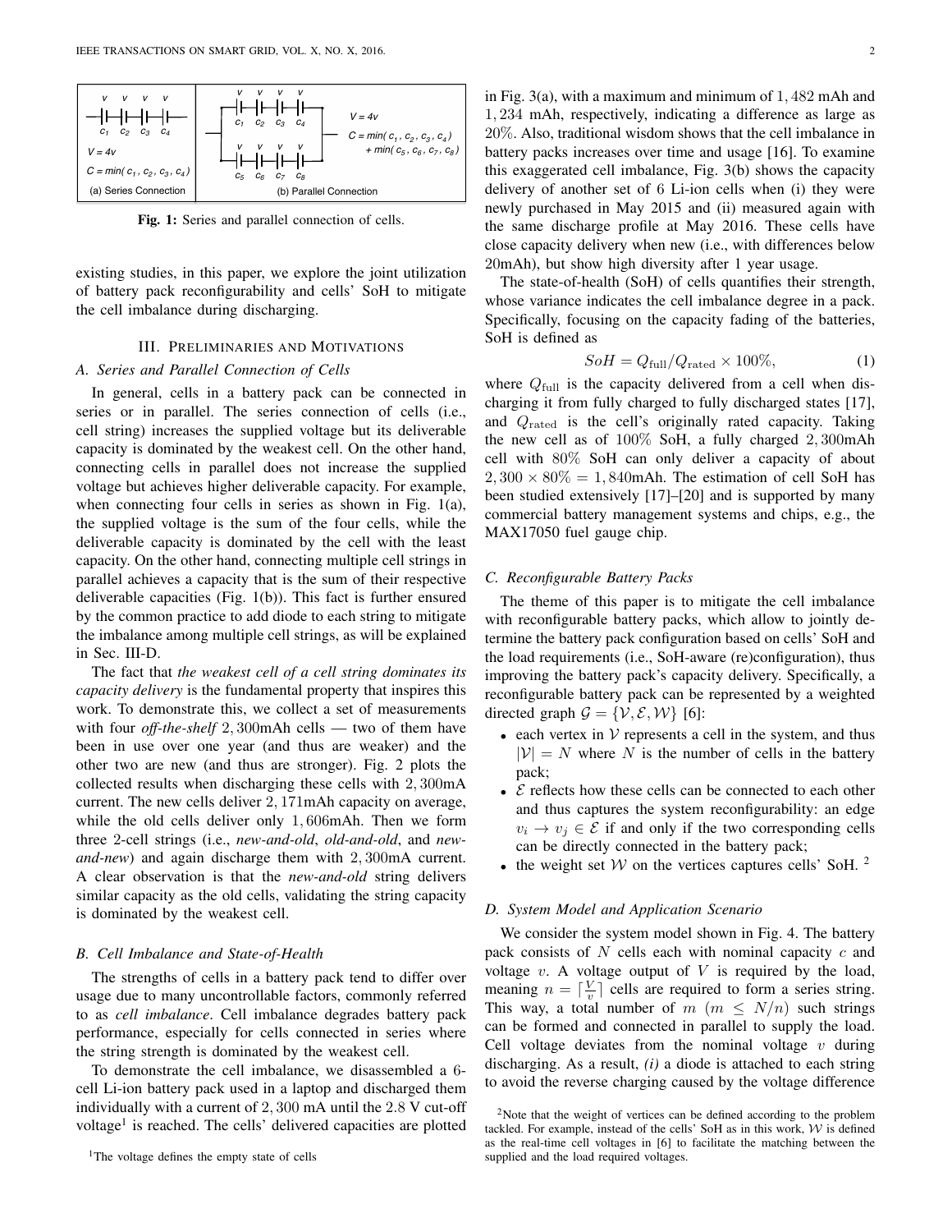Fig. 1: Series and parallel connection of cells.

existing studies, in this paper, we explore the joint utilization of battery pack reconfigurability and cells' SoH to mitigate the cell imbalance during discharging.

## III. Preliminaries and Motivations

### A. Series and Parallel Connection of Cells

In general, cells in a battery pack can be connected in series or in parallel. The series connection of cells (i.e., cell string) increases the supplied voltage but its deliverable capacity is dominated by the weakest cell. On the other hand, connecting cells in parallel does not increase the supplied voltage but achieves higher deliverable capacity. For example, when connecting four cells in series as shown in Fig. 1(a), the supplied voltage is the sum of the four cells, while the deliverable capacity is dominated by the cell with the least capacity. On the other hand, connecting multiple cell strings in parallel achieves a capacity that is the sum of their respective deliverable capacities (Fig. 1(b)). This fact is further ensured by the common practice to add diode to each string to mitigate the imbalance among multiple cell strings, as will be explained in Sec. III-D.

The fact that *the weakest cell of a cell string dominates its capacity delivery* is the fundamental property that inspires this work. To demonstrate this, we collect a set of measurements with four *off-the-shelf* 2,300mAh cells — two of them have been in use over one year (and thus are weaker) and the other two are new (and thus are stronger). Fig. 2 plots the collected results when discharging these cells with 2,300mA current. The new cells deliver 2,171mAh capacity on average, while the old cells deliver only 1,606mAh. Then we form three 2-cell strings (i.e., *new-and-old*, *old-and-old*, and *new-and-new*) and again discharge them with 2,300mA current. A clear observation is that the *new-and-old* string delivers similar capacity as the old cells, validating the string capacity is dominated by the weakest cell.

### B. Cell Imbalance and State-of-Health

The strengths of cells in a battery pack tend to differ over usage due to many uncontrollable factors, commonly referred to as *cell imbalance*. Cell imbalance degrades battery pack performance, especially for cells connected in series where the string strength is dominated by the weakest cell.

To demonstrate the cell imbalance, we disassembled a 6-cell Li-ion battery pack used in a laptop and discharged them individually with a current of 2,300 mA until the 2.8 V cut-off voltage[1] is reached. The cells' delivered capacities are plotted in Fig. 3(a), with a maximum and minimum of 1,482 mAh and 1,234 mAh, respectively, indicating a difference as large as 20%. Also, traditional wisdom shows that the cell imbalance in battery packs increases over time and usage [16]. To examine this exaggerated cell imbalance, Fig. 3(b) shows the capacity delivery of another set of 6 Li-ion cells when (i) they were newly purchased in May 2015 and (ii) measured again with the same discharge profile at May 2016. These cells have close capacity delivery when new (i.e., with differences below 20mAh), but show high diversity after 1 year usage.

The state-of-health (SoH) of cells quantifies their strength, whose variance indicates the cell imbalance degree in a pack. Specifically, focusing on the capacity fading of the batteries, SoH is defined as

$$SoH = Q_{\text{full}}/Q_{\text{rated}} \times 100\%, \tag{1}$$

where $Q_{\text{full}}$ is the capacity delivered from a cell when discharging it from fully charged to fully discharged states [17], and $Q_{\text{rated}}$ is the cell's originally rated capacity. Taking the new cell as of 100% SoH, a fully charged 2,300mAh cell with 80% SoH can only deliver a capacity of about $2,300 \times 80\% = 1,840$mAh. The estimation of cell SoH has been studied extensively [17]–[20] and is supported by many commercial battery management systems and chips, e.g., the MAX17050 fuel gauge chip.

### C. Reconfigurable Battery Packs

The theme of this paper is to mitigate the cell imbalance with reconfigurable battery packs, which allow to jointly determine the battery pack configuration based on cells' SoH and the load requirements (i.e., SoH-aware (re)configuration), thus improving the battery pack's capacity delivery. Specifically, a reconfigurable battery pack can be represented by a weighted directed graph $\mathcal{G} = \{\mathcal{V}, \mathcal{E}, \mathcal{W}\}$ [6]:

- each vertex in $\mathcal{V}$ represents a cell in the system, and thus $|\mathcal{V}| = N$ where $N$ is the number of cells in the battery pack;
- $\mathcal{E}$ reflects how these cells can be connected to each other and thus captures the system reconfigurability: an edge $v_i \rightarrow v_j \in \mathcal{E}$ if and only if the two corresponding cells can be directly connected in the battery pack;
- the weight set $\mathcal{W}$ on the vertices captures cells' SoH. [2]

### D. System Model and Application Scenario

We consider the system model shown in Fig. 4. The battery pack consists of $N$ cells each with nominal capacity $c$ and voltage $v$. A voltage output of $V$ is required by the load, meaning $n = \lceil \frac{V}{v} \rceil$ cells are required to form a series string. This way, a total number of $m$ ($m \leq N/n$) such strings can be formed and connected in parallel to supply the load. Cell voltage deviates from the nominal voltage $v$ during discharging. As a result, *(i)* a diode is attached to each string to avoid the reverse charging caused by the voltage difference

[1] The voltage defines the empty state of cells

[2] Note that the weight of vertices can be defined according to the problem tackled. For example, instead of the cells' SoH as in this work, $\mathcal{W}$ is defined as the real-time cell voltages in [6] to facilitate the matching between the supplied and the load required voltages.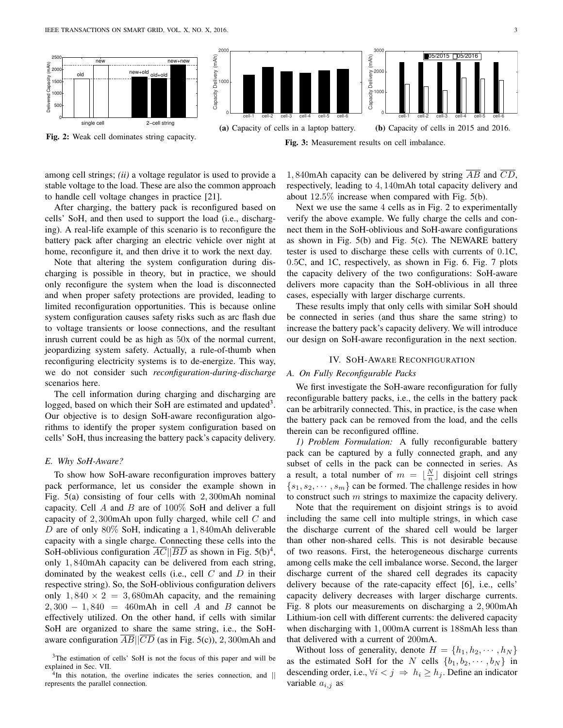Fig. 2: Weak cell dominates string capacity.

(a) Capacity of cells in a laptop battery.

(b) Capacity of cells in 2015 and 2016.

Fig. 3: Measurement results on cell imbalance.

among cell strings; *(ii)* a voltage regulator is used to provide a stable voltage to the load. These are also the common approach to handle cell voltage changes in practice [21].

After charging, the battery pack is reconfigured based on cells' SoH, and then used to support the load (i.e., discharging). A real-life example of this scenario is to reconfigure the battery pack after charging an electric vehicle over night at home, reconfigure it, and then drive it to work the next day.

Note that altering the system configuration during discharging is possible in theory, but in practice, we should only reconfigure the system when the load is disconnected and when proper safety protections are provided, leading to limited reconfiguration opportunities. This is because online system configuration causes safety risks such as arc flash due to voltage transients or loose connections, and the resultant inrush current could be as high as 50x of the normal current, jeopardizing system safety. Actually, a rule-of-thumb when reconfiguring electricity systems is to de-energize. This way, we do not consider such *reconfiguration-during-discharge* scenarios here.

The cell information during charging and discharging are logged, based on which their SoH are estimated and updated[3]. Our objective is to design SoH-aware reconfiguration algorithms to identify the proper system configuration based on cells' SoH, thus increasing the battery pack's capacity delivery.

### E. Why SoH-Aware?

To show how SoH-aware reconfiguration improves battery pack performance, let us consider the example shown in Fig. 5(a) consisting of four cells with 2,300mAh nominal capacity. Cell $A$ and $B$ are of 100% SoH and deliver a full capacity of 2,300mAh upon fully charged, while cell $C$ and $D$ are of only 80% SoH, indicating a 1,840mAh deliverable capacity with a single charge. Connecting these cells into the SoH-oblivious configuration $\overline{AC}||\overline{BD}$ as shown in Fig. 5(b)[4], only 1,840mAh capacity can be delivered from each string, dominated by the weakest cells (i.e., cell $C$ and $D$ in their respective string). So, the SoH-oblivious configuration delivers only $1,840 \times 2 = 3,680$mAh capacity, and the remaining $2,300 - 1,840 = 460$mAh in cell $A$ and $B$ cannot be effectively utilized. On the other hand, if cells with similar SoH are organized to share the same string, i.e., the SoH-aware configuration $\overline{AB}||\overline{CD}$ (as in Fig. 5(c)), 2,300mAh and 1,840mAh capacity can be delivered by string $\overline{AB}$ and $\overline{CD}$, respectively, leading to 4,140mAh total capacity delivery and about 12.5% increase when compared with Fig. 5(b).

Next we use the same 4 cells as in Fig. 2 to experimentally verify the above example. We fully charge the cells and connect them in the SoH-oblivious and SoH-aware configurations as shown in Fig. 5(b) and Fig. 5(c). The NEWARE battery tester is used to discharge these cells with currents of 0.1C, 0.5C, and 1C, respectively, as shown in Fig. 6. Fig. 7 plots the capacity delivery of the two configurations: SoH-aware delivers more capacity than the SoH-oblivious in all three cases, especially with larger discharge currents.

These results imply that only cells with similar SoH should be connected in series (and thus share the same string) to increase the battery pack's capacity delivery. We will introduce our design on SoH-aware reconfiguration in the next section.

## IV. SoH-Aware Reconfiguration

### A. On Fully Reconfigurable Packs

We first investigate the SoH-aware reconfiguration for fully reconfigurable battery packs, i.e., the cells in the battery pack can be arbitrarily connected. This, in practice, is the case when the battery pack can be removed from the load, and the cells therein can be reconfigured offline.

*1) Problem Formulation:* A fully reconfigurable battery pack can be captured by a fully connected graph, and any subset of cells in the pack can be connected in series. As a result, a total number of $m = \lfloor \frac{N}{n} \rfloor$ disjoint cell strings $\{s_1, s_2, \cdots, s_m\}$ can be formed. The challenge resides in how to construct such $m$ strings to maximize the capacity delivery.

Note that the requirement on disjoint strings is to avoid including the same cell into multiple strings, in which case the discharge current of the shared cell would be larger than other non-shared cells. This is not desirable because of two reasons. First, the heterogeneous discharge currents among cells make the cell imbalance worse. Second, the larger discharge current of the shared cell degrades its capacity delivery because of the rate-capacity effect [6], i.e., cells' capacity delivery decreases with larger discharge currents. Fig. 8 plots our measurements on discharging a 2,900mAh Lithium-ion cell with different currents: the delivered capacity when discharging with 1,000mA current is 188mAh less than that delivered with a current of 200mA.

Without loss of generality, denote $H = \{h_1, h_2, \cdots, h_N\}$ as the estimated SoH for the $N$ cells $\{b_1, b_2, \cdots, b_N\}$ in descending order, i.e., $\forall i < j \Rightarrow h_i \geq h_j$. Define an indicator variable $a_{i,j}$ as

[3]The estimation of cells' SoH is not the focus of this paper and will be explained in Sec. VII.

[4]In this notation, the overline indicates the series connection, and || represents the parallel connection.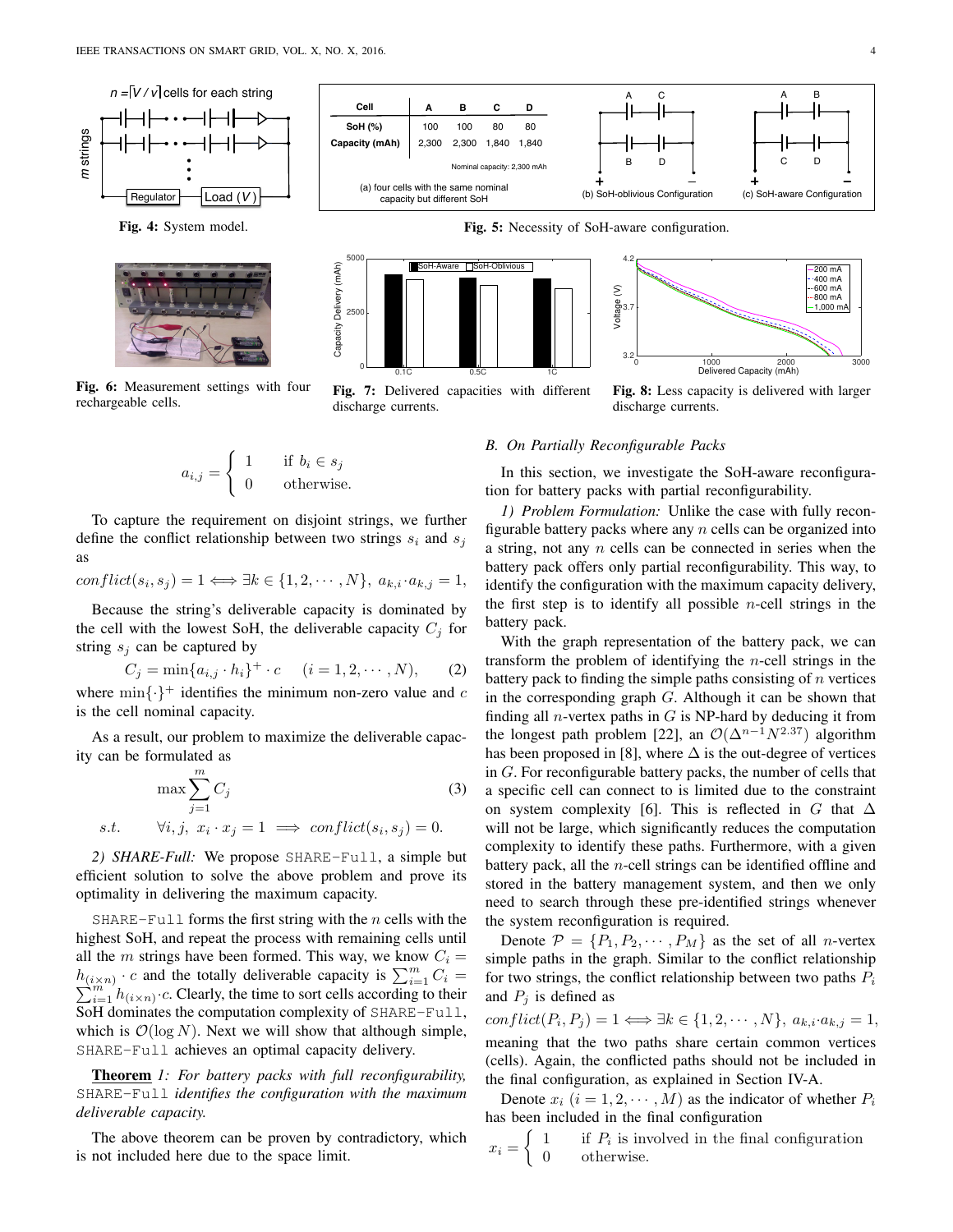Fig. 4: System model.

| Cell | A | B | C | D |
| --- | --- | --- | --- | --- |
| SoH (%) | 100 | 100 | 80 | 80 |
| Capacity (mAh) | 2,300 | 2,300 | 1,840 | 1,840 |

Nominal capacity: 2,300 mAh

(a) four cells with the same nominal capacity but different SoH (b) SoH-oblivious Configuration (c) SoH-aware Configuration

Fig. 5: Necessity of SoH-aware configuration.

Fig. 6: Measurement settings with four rechargeable cells.

Fig. 7: Delivered capacities with different discharge currents.

Fig. 8: Less capacity is delivered with larger discharge currents.

$$a_{i,j} = \begin{cases} 1 & \text{if } b_i \in s_j \\ 0 & \text{otherwise.} \end{cases}$$

To capture the requirement on disjoint strings, we further define the conflict relationship between two strings $s_i$ and $s_j$ as

$$conflict(s_i, s_j) = 1 \Longleftrightarrow \exists k \in \{1, 2, \cdots, N\},\ a_{k,i} \cdot a_{k,j} = 1,$$

Because the string's deliverable capacity is dominated by the cell with the lowest SoH, the deliverable capacity $C_j$ for string $s_j$ can be captured by

$$C_j = \min\{a_{i,j} \cdot h_i\}^+ \cdot c \quad (i = 1, 2, \cdots, N), \tag{2}$$

where $\min\{\cdot\}^+$ identifies the minimum non-zero value and $c$ is the cell nominal capacity.

As a result, our problem to maximize the deliverable capacity can be formulated as

$$\max \sum_{j=1}^{m} C_j \tag{3}$$
$$s.t. \quad \forall i, j,\ x_i \cdot x_j = 1 \implies conflict(s_i, s_j) = 0.$$

*2) SHARE-Full:* We propose `SHARE-Full`, a simple but efficient solution to solve the above problem and prove its optimality in delivering the maximum capacity.

`SHARE-Full` forms the first string with the $n$ cells with the highest SoH, and repeat the process with remaining cells until all the $m$ strings have been formed. This way, we know $C_i = h_{(i \times n)} \cdot c$ and the totally deliverable capacity is $\sum_{i=1}^{m} C_i = \sum_{i=1}^{m} h_{(i \times n)} \cdot c$. Clearly, the time to sort cells according to their SoH dominates the computation complexity of `SHARE-Full`, which is $\mathcal{O}(\log N)$. Next we will show that although simple, `SHARE-Full` achieves an optimal capacity delivery.

**Theorem** *1: For battery packs with full reconfigurability,* `SHARE-Full` *identifies the configuration with the maximum deliverable capacity.*

The above theorem can be proven by contradictory, which is not included here due to the space limit.

### B. On Partially Reconfigurable Packs

In this section, we investigate the SoH-aware reconfiguration for battery packs with partial reconfigurability.

*1) Problem Formulation:* Unlike the case with fully reconfigurable battery packs where any $n$ cells can be organized into a string, not any $n$ cells can be connected in series when the battery pack offers only partial reconfigurability. This way, to identify the configuration with the maximum capacity delivery, the first step is to identify all possible $n$-cell strings in the battery pack.

With the graph representation of the battery pack, we can transform the problem of identifying the $n$-cell strings in the battery pack to finding the simple paths consisting of $n$ vertices in the corresponding graph $G$. Although it can be shown that finding all $n$-vertex paths in $G$ is NP-hard by deducing it from the longest path problem [22], an $\mathcal{O}(\Delta^{n-1} N^{2.37})$ algorithm has been proposed in [8], where $\Delta$ is the out-degree of vertices in $G$. For reconfigurable battery packs, the number of cells that a specific cell can connect to is limited due to the constraint on system complexity [6]. This is reflected in $G$ that $\Delta$ will not be large, which significantly reduces the computation complexity to identify these paths. Furthermore, with a given battery pack, all the $n$-cell strings can be identified offline and stored in the battery management system, and then we only need to search through these pre-identified strings whenever the system reconfiguration is required.

Denote $\mathcal{P} = \{P_1, P_2, \cdots, P_M\}$ as the set of all $n$-vertex simple paths in the graph. Similar to the conflict relationship for two strings, the conflict relationship between two paths $P_i$ and $P_j$ is defined as

$$conflict(P_i, P_j) = 1 \Longleftrightarrow \exists k \in \{1, 2, \cdots, N\},\ a_{k,i} \cdot a_{k,j} = 1,$$

meaning that the two paths share certain common vertices (cells). Again, the conflicted paths should not be included in the final configuration, as explained in Section IV-A.

Denote $x_i$ $(i = 1, 2, \cdots, M)$ as the indicator of whether $P_i$ has been included in the final configuration

$$x_i = \begin{cases} 1 & \text{if } P_i \text{ is involved in the final configuration} \\ 0 & \text{otherwise.} \end{cases}$$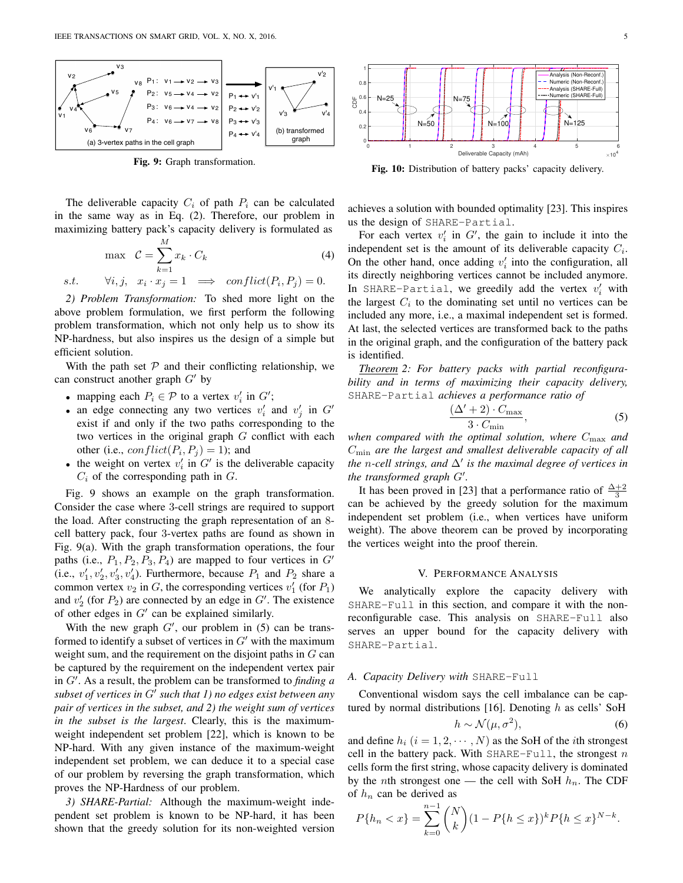Fig. 9: Graph transformation.

Fig. 10: Distribution of battery packs' capacity delivery.

The deliverable capacity $C_i$ of path $P_i$ can be calculated in the same way as in Eq. (2). Therefore, our problem in maximizing battery pack's capacity delivery is formulated as

$$\max \quad \mathcal{C} = \sum_{k=1}^{M} x_k \cdot C_k \tag{4}$$

$$s.t. \qquad \forall i,j, \quad x_i \cdot x_j = 1 \implies conflict(P_i, P_j) = 0.$$

*2) Problem Transformation:* To shed more light on the above problem formulation, we first perform the following problem transformation, which not only help us to show its NP-hardness, but also inspires us the design of a simple but efficient solution.

With the path set $\mathcal{P}$ and their conflicting relationship, we can construct another graph $G'$ by

- mapping each $P_i \in \mathcal{P}$ to a vertex $v'_i$ in $G'$;
- an edge connecting any two vertices $v'_i$ and $v'_j$ in $G'$ exist if and only if the two paths corresponding to the two vertices in the original graph $G$ conflict with each other (i.e., $conflict(P_i, P_j) = 1$); and
- the weight on vertex $v'_i$ in $G'$ is the deliverable capacity $C_i$ of the corresponding path in $G$.

Fig. 9 shows an example on the graph transformation. Consider the case where 3-cell strings are required to support the load. After constructing the graph representation of an 8-cell battery pack, four 3-vertex paths are found as shown in Fig. 9(a). With the graph transformation operations, the four paths (i.e., $P_1, P_2, P_3, P_4$) are mapped to four vertices in $G'$ (i.e., $v'_1, v'_2, v'_3, v'_4$). Furthermore, because $P_1$ and $P_2$ share a common vertex $v_2$ in $G$, the corresponding vertices $v'_1$ (for $P_1$) and $v'_2$ (for $P_2$) are connected by an edge in $G'$. The existence of other edges in $G'$ can be explained similarly.

With the new graph $G'$, our problem in (5) can be transformed to identify a subset of vertices in $G'$ with the maximum weight sum, and the requirement on the disjoint paths in $G$ can be captured by the requirement on the independent vertex pair in $G'$. As a result, the problem can be transformed to *finding a subset of vertices in $G'$ such that 1) no edges exist between any pair of vertices in the subset, and 2) the weight sum of vertices in the subset is the largest*. Clearly, this is the maximum-weight independent set problem [22], which is known to be NP-hard. With any given instance of the maximum-weight independent set problem, we can deduce it to a special case of our problem by reversing the graph transformation, which proves the NP-Hardness of our problem.

*3) SHARE-Partial:* Although the maximum-weight independent set problem is known to be NP-hard, it has been shown that the greedy solution for its non-weighted version achieves a solution with bounded optimality [23]. This inspires us the design of `SHARE-Partial`.

For each vertex $v'_i$ in $G'$, the gain to include it into the independent set is the amount of its deliverable capacity $C_i$. On the other hand, once adding $v'_i$ into the configuration, all its directly neighboring vertices cannot be included anymore. In `SHARE-Partial`, we greedily add the vertex $v'_i$ with the largest $C_i$ to the dominating set until no vertices can be included any more, i.e., a maximal independent set is formed. At last, the selected vertices are transformed back to the paths in the original graph, and the configuration of the battery pack is identified.

*Theorem 2: For battery packs with partial reconfigurability and in terms of maximizing their capacity delivery,* `SHARE-Partial` *achieves a performance ratio of*

$$\frac{(\Delta' + 2) \cdot C_{\max}}{3 \cdot C_{\min}}, \tag{5}$$

*when compared with the optimal solution, where $C_{\max}$ and $C_{\min}$ are the largest and smallest deliverable capacity of all the $n$-cell strings, and $\Delta'$ is the maximal degree of vertices in the transformed graph $G'$.*

It has been proved in [23] that a performance ratio of $\frac{\Delta+2}{3}$ can be achieved by the greedy solution for the maximum independent set problem (i.e., when vertices have uniform weight). The above theorem can be proved by incorporating the vertices weight into the proof therein.

## V. Performance Analysis

We analytically explore the capacity delivery with `SHARE-Full` in this section, and compare it with the non-reconfigurable case. This analysis on `SHARE-Full` also serves an upper bound for the capacity delivery with `SHARE-Partial`.

### A. Capacity Delivery with SHARE-Full

Conventional wisdom says the cell imbalance can be captured by normal distributions [16]. Denoting $h$ as cells' SoH

$$h \sim \mathcal{N}(\mu, \sigma^2), \tag{6}$$

and define $h_i$ $(i = 1, 2, \cdots, N)$ as the SoH of the $i$th strongest cell in the battery pack. With `SHARE-Full`, the strongest $n$ cells form the first string, whose capacity delivery is dominated by the $n$th strongest one — the cell with SoH $h_n$. The CDF of $h_n$ can be derived as

$$P\{h_n < x\} = \sum_{k=0}^{n-1} \binom{N}{k} (1 - P\{h \le x\})^k P\{h \le x\}^{N-k}.$$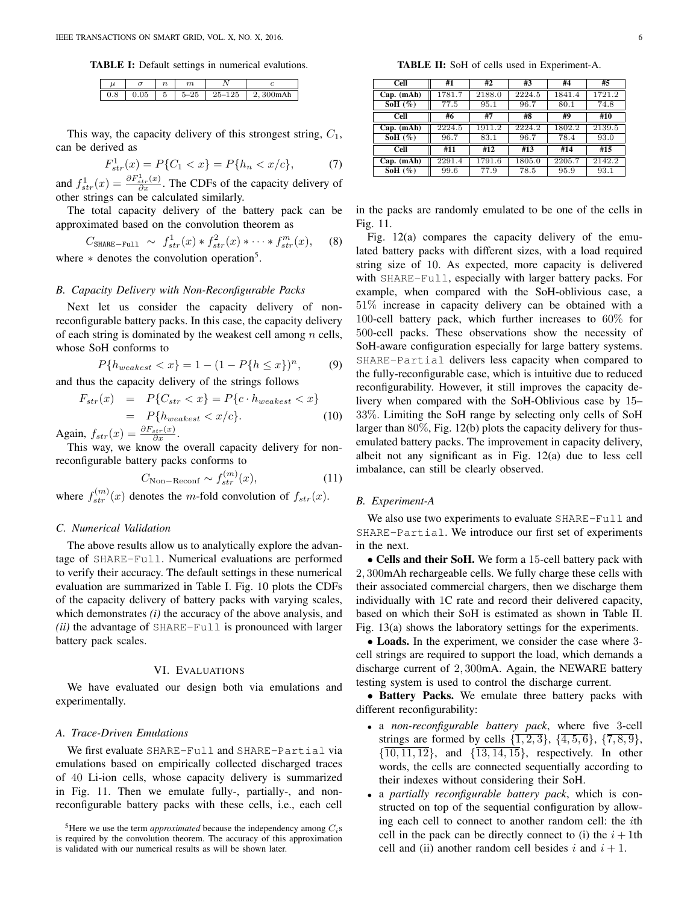**TABLE I:** Default settings in numerical evalutions.

| $\mu$ | $\sigma$ | $n$ | $m$ | $N$ | $c$ |
|---|---|---|---|---|---|
| 0.8 | 0.05 | 5 | 5–25 | 25–125 | 2,300mAh |

This way, the capacity delivery of this strongest string, $C_1$, can be derived as

$$F^1_{str}(x) = P\{C_1 < x\} = P\{h_n < x/c\}, \quad (7)$$

and $f^1_{str}(x) = \frac{\partial F^1_{str}(x)}{\partial x}$. The CDFs of the capacity delivery of other strings can be calculated similarly.

The total capacity delivery of the battery pack can be approximated based on the convolution theorem as

$$C_{\texttt{SHARE-Full}} \sim f^1_{str}(x) * f^2_{str}(x) * \cdots * f^m_{str}(x), \quad (8)$$

where $*$ denotes the convolution operation[5].

### B. Capacity Delivery with Non-Reconfigurable Packs

Next let us consider the capacity delivery of non-reconfigurable battery packs. In this case, the capacity delivery of each string is dominated by the weakest cell among $n$ cells, whose SoH conforms to

$$P\{h_{weakest} < x\} = 1 - (1 - P\{h \leq x\})^n, \quad (9)$$

and thus the capacity delivery of the strings follows

$$\begin{aligned} F_{str}(x) &= P\{C_{str} < x\} = P\{c \cdot h_{weakest} < x\} \\ &= P\{h_{weakest} < x/c\}. \end{aligned} \quad (10)$$

Again, $f_{str}(x) = \frac{\partial F_{str}(x)}{\partial x}$.

This way, we know the overall capacity delivery for non-reconfigurable battery packs conforms to

$$C_{\text{Non-Reconf}} \sim f^{(m)}_{str}(x), \quad (11)$$

where $f^{(m)}_{str}(x)$ denotes the $m$-fold convolution of $f_{str}(x)$.

### C. Numerical Validation

The above results allow us to analytically explore the advantage of SHARE-Full. Numerical evaluations are performed to verify their accuracy. The default settings in these numerical evaluation are summarized in Table I. Fig. 10 plots the CDFs of the capacity delivery of battery packs with varying scales, which demonstrates *(i)* the accuracy of the above analysis, and *(ii)* the advantage of SHARE-Full is pronounced with larger battery pack scales.

## VI. Evaluations

We have evaluated our design both via emulations and experimentally.

### A. Trace-Driven Emulations

We first evaluate SHARE-Full and SHARE-Partial via emulations based on empirically collected discharged traces of 40 Li-ion cells, whose capacity delivery is summarized in Fig. 11. Then we emulate fully-, partially-, and non-reconfigurable battery packs with these cells, i.e., each cell in the packs are randomly emulated to be one of the cells in Fig. 11.

Fig. 12(a) compares the capacity delivery of the emulated battery packs with different sizes, with a load required string size of 10. As expected, more capacity is delivered with SHARE-Full, especially with larger battery packs. For example, when compared with the SoH-oblivious case, a 51% increase in capacity delivery can be obtained with a 100-cell battery pack, which further increases to 60% for 500-cell packs. These observations show the necessity of SoH-aware configuration especially for large battery systems. SHARE-Partial delivers less capacity when compared to the fully-reconfigurable case, which is intuitive due to reduced reconfigurability. However, it still improves the capacity delivery when compared with the SoH-Oblivious case by 15–33%. Limiting the SoH range by selecting only cells of SoH larger than 80%, Fig. 12(b) plots the capacity delivery for thus-emulated battery packs. The improvement in capacity delivery, albeit not any significant as in Fig. 12(a) due to less cell imbalance, can still be clearly observed.

### B. Experiment-A

**TABLE II:** SoH of cells used in Experiment-A.

| Cell | #1 | #2 | #3 | #4 | #5 |
|---|---|---|---|---|---|
| Cap. (mAh) | 1781.7 | 2188.0 | 2224.5 | 1841.4 | 1721.2 |
| SoH (%) | 77.5 | 95.1 | 96.7 | 80.1 | 74.8 |
| **Cell** | **#6** | **#7** | **#8** | **#9** | **#10** |
| Cap. (mAh) | 2224.5 | 1911.2 | 2224.2 | 1802.2 | 2139.5 |
| SoH (%) | 96.7 | 83.1 | 96.7 | 78.4 | 93.0 |
| **Cell** | **#11** | **#12** | **#13** | **#14** | **#15** |
| Cap. (mAh) | 2291.4 | 1791.6 | 1805.0 | 2205.7 | 2142.2 |
| SoH (%) | 99.6 | 77.9 | 78.5 | 95.9 | 93.1 |

We also use two experiments to evaluate SHARE-Full and SHARE-Partial. We introduce our first set of experiments in the next.

• **Cells and their SoH.** We form a 15-cell battery pack with 2,300mAh rechargeable cells. We fully charge these cells with their associated commercial chargers, then we discharge them individually with 1C rate and record their delivered capacity, based on which their SoH is estimated as shown in Table II. Fig. 13(a) shows the laboratory settings for the experiments.

• **Loads.** In the experiment, we consider the case where 3-cell strings are required to support the load, which demands a discharge current of 2,300mA. Again, the NEWARE battery testing system is used to control the discharge current.

• **Battery Packs.** We emulate three battery packs with different reconfigurability:

- a *non-reconfigurable battery pack*, where five 3-cell strings are formed by cells $\{\overline{1,2,3}\}$, $\{\overline{4,5,6}\}$, $\{\overline{7,8,9}\}$, $\{\overline{10,11,12}\}$, and $\{\overline{13,14,15}\}$, respectively. In other words, the cells are connected sequentially according to their indexes without considering their SoH.
- a *partially reconfigurable battery pack*, which is constructed on top of the sequential configuration by allowing each cell to connect to another random cell: the $i$th cell in the pack can be directly connect to (i) the $i+1$th cell and (ii) another random cell besides $i$ and $i+1$.

[5]Here we use the term *approximated* because the independency among $C_i$s is required by the convolution theorem. The accuracy of this approximation is validated with our numerical results as will be shown later.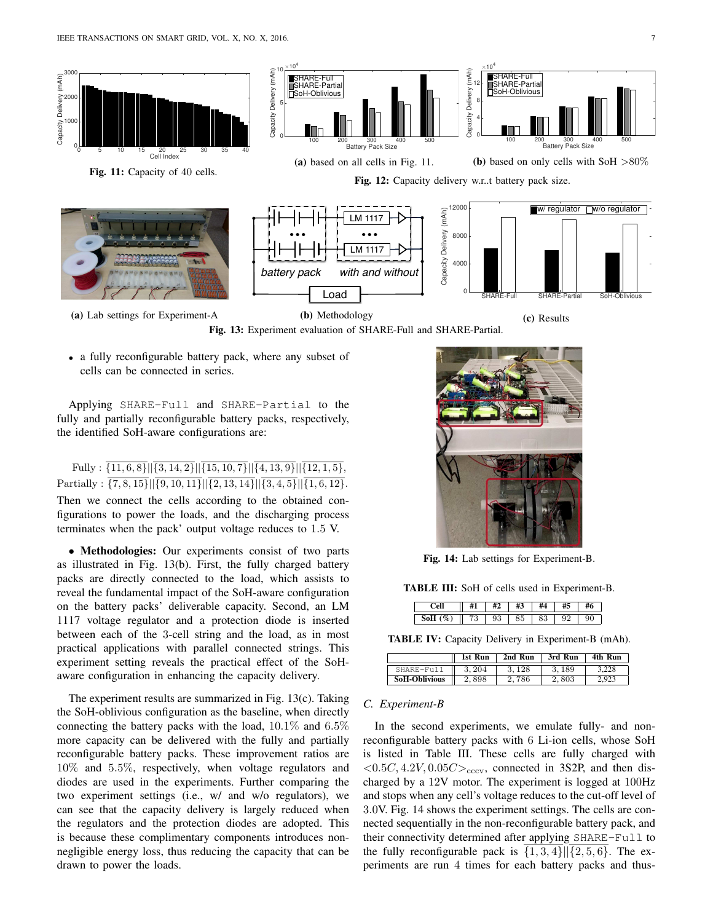Fig. 11: Capacity of 40 cells.

(a) based on all cells in Fig. 11.

(b) based on only cells with SoH $>80\%$

Fig. 12: Capacity delivery w.r..t battery pack size.

(a) Lab settings for Experiment-A

(b) Methodology

(c) Results

Fig. 13: Experiment evaluation of SHARE-Full and SHARE-Partial.

- a fully reconfigurable battery pack, where any subset of cells can be connected in series.

Applying `SHARE-Full` and `SHARE-Partial` to the fully and partially reconfigurable battery packs, respectively, the identified SoH-aware configurations are:

$$\text{Fully}: \overline{\{11,6,8\}}||\overline{\{3,14,2\}}||\overline{\{15,10,7\}}||\overline{\{4,13,9\}}||\overline{\{12,1,5\}},$$
$$\text{Partially}: \overline{\{7,8,15\}}||\overline{\{9,10,11\}}||\overline{\{2,13,14\}}||\overline{\{3,4,5\}}||\overline{\{1,6,12\}}.$$

Then we connect the cells according to the obtained configurations to power the loads, and the discharging process terminates when the pack' output voltage reduces to 1.5 V.

- **Methodologies:** Our experiments consist of two parts as illustrated in Fig. 13(b). First, the fully charged battery packs are directly connected to the load, which assists to reveal the fundamental impact of the SoH-aware configuration on the battery packs' deliverable capacity. Second, an LM 1117 voltage regulator and a protection diode is inserted between each of the 3-cell string and the load, as in most practical applications with parallel connected strings. This experiment setting reveals the practical effect of the SoH-aware configuration in enhancing the capacity delivery.

The experiment results are summarized in Fig. 13(c). Taking the SoH-oblivious configuration as the baseline, when directly connecting the battery packs with the load, 10.1% and 6.5% more capacity can be delivered with the fully and partially reconfigurable battery packs. These improvement ratios are 10% and 5.5%, respectively, when voltage regulators and diodes are used in the experiments. Further comparing the two experiment settings (i.e., w/ and w/o regulators), we can see that the capacity delivery is largely reduced when the regulators and the protection diodes are adopted. This is because these complimentary components introduces non-negligible energy loss, thus reducing the capacity that can be drawn to power the loads.

Fig. 14: Lab settings for Experiment-B.

TABLE III: SoH of cells used in Experiment-B.

| Cell | #1 | #2 | #3 | #4 | #5 | #6 |
|---|---|---|---|---|---|---|
| SoH (%) | 73 | 93 | 85 | 83 | 92 | 90 |

TABLE IV: Capacity Delivery in Experiment-B (mAh).

| | 1st Run | 2nd Run | 3rd Run | 4th Run |
|---|---|---|---|---|
| SHARE-Full | 3,204 | 3,128 | 3,189 | 3,228 |
| SoH-Oblivious | 2,898 | 2,786 | 2,803 | 2,923 |

### C. Experiment-B

In the second experiments, we emulate fully- and non-reconfigurable battery packs with 6 Li-ion cells, whose SoH is listed in Table III. These cells are fully charged with $<0.5C, 4.2V, 0.05C>_{\text{cccv}}$, connected in 3S2P, and then discharged by a 12V motor. The experiment is logged at 100Hz and stops when any cell's voltage reduces to the cut-off level of 3.0V. Fig. 14 shows the experiment settings. The cells are connected sequentially in the non-reconfigurable battery pack, and their connectivity determined after applying `SHARE-Full` to the fully reconfigurable pack is $\overline{\{1,3,4\}}||\overline{\{2,5,6\}}$. The experiments are run 4 times for each battery packs and thus-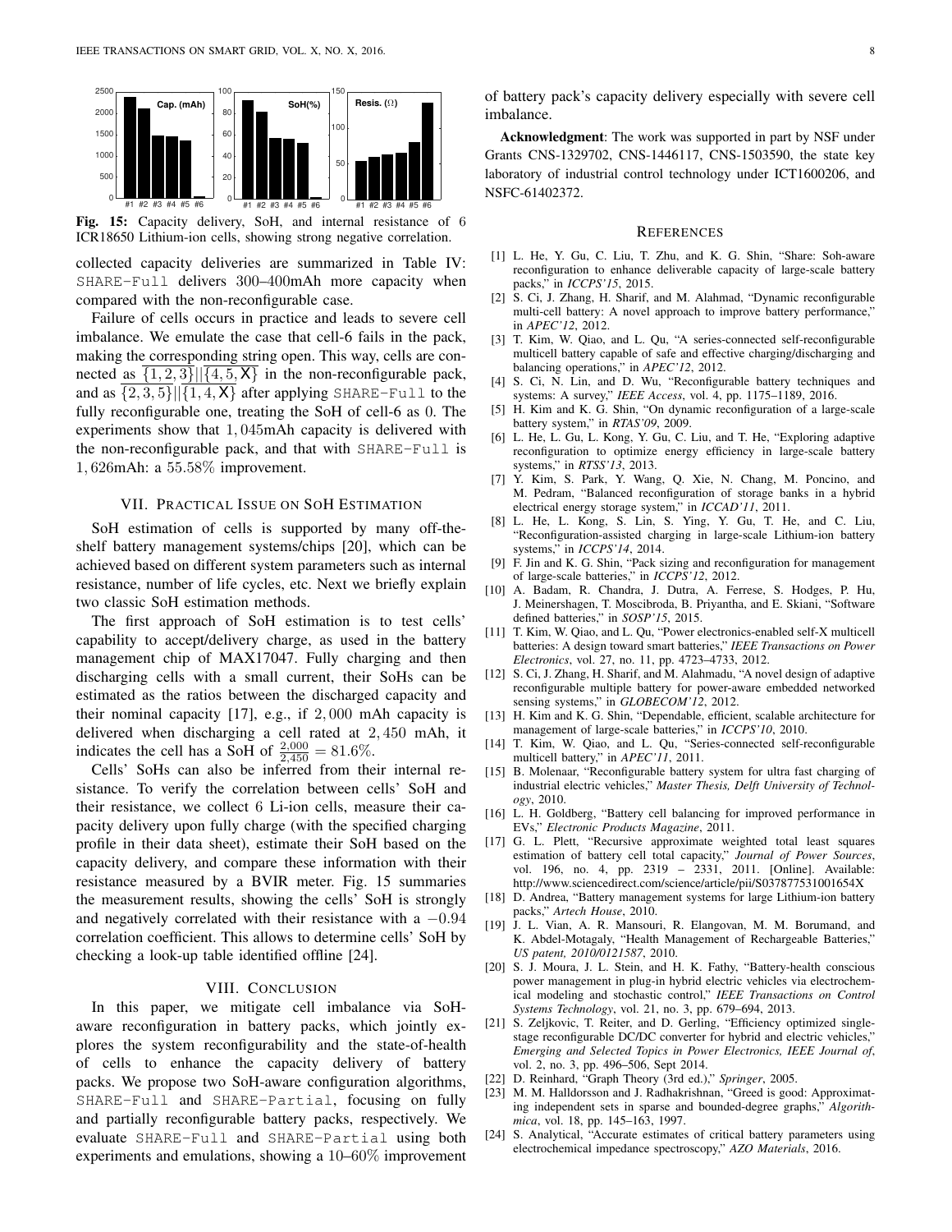2500
Cap. (mAh)
2000
1500
1000
500
0
#1 #2 #3 #4 #5 #6

100
SoH(%)
80
60
40
20
0
#1 #2 #3 #4 #5 #6

150
Resis. (Ω)
100
50
0
#1 #2 #3 #4 #5 #6

**Fig. 15:** Capacity delivery, SoH, and internal resistance of 6 ICR18650 Lithium-ion cells, showing strong negative correlation.

collected capacity deliveries are summarized in Table IV: SHARE-Full delivers 300–400mAh more capacity when compared with the non-reconfigurable case.

Failure of cells occurs in practice and leads to severe cell imbalance. We emulate the case that cell-6 fails in the pack, making the corresponding string open. This way, cells are connected as $\overline{\{1,2,3\}}||\overline{\{4,5,\mathsf{X}\}}$ in the non-reconfigurable pack, and as $\overline{\{2,3,5\}}||\overline{\{1,4,\mathsf{X}\}}$ after applying SHARE-Full to the fully reconfigurable one, treating the SoH of cell-6 as 0. The experiments show that $1,045$mAh capacity is delivered with the non-reconfigurable pack, and that with SHARE-Full is $1,626$mAh: a $55.58\%$ improvement.

## VII. Practical Issue on SoH Estimation

SoH estimation of cells is supported by many off-the-shelf battery management systems/chips [20], which can be achieved based on different system parameters such as internal resistance, number of life cycles, etc. Next we briefly explain two classic SoH estimation methods.

The first approach of SoH estimation is to test cells' capability to accept/delivery charge, as used in the battery management chip of MAX17047. Fully charging and then discharging cells with a small current, their SoHs can be estimated as the ratios between the discharged capacity and their nominal capacity [17], e.g., if $2,000$ mAh capacity is delivered when discharging a cell rated at $2,450$ mAh, it indicates the cell has a SoH of $\frac{2,000}{2,450} = 81.6\%$.

Cells' SoHs can also be inferred from their internal resistance. To verify the correlation between cells' SoH and their resistance, we collect 6 Li-ion cells, measure their capacity delivery upon fully charge (with the specified charging profile in their data sheet), estimate their SoH based on the capacity delivery, and compare these information with their resistance measured by a BVIR meter. Fig. 15 summaries the measurement results, showing the cells' SoH is strongly and negatively correlated with their resistance with a $-0.94$ correlation coefficient. This allows to determine cells' SoH by checking a look-up table identified offline [24].

## VIII. Conclusion

In this paper, we mitigate cell imbalance via SoH-aware reconfiguration in battery packs, which jointly explores the system reconfigurability and the state-of-health of cells to enhance the capacity delivery of battery packs. We propose two SoH-aware configuration algorithms, SHARE-Full and SHARE-Partial, focusing on fully and partially reconfigurable battery packs, respectively. We evaluate SHARE-Full and SHARE-Partial using both experiments and emulations, showing a 10–60% improvement of battery pack's capacity delivery especially with severe cell imbalance.

**Acknowledgment**: The work was supported in part by NSF under Grants CNS-1329702, CNS-1446117, CNS-1503590, the state key laboratory of industrial control technology under ICT1600206, and NSFC-61402372.

## References

[1] L. He, Y. Gu, C. Liu, T. Zhu, and K. G. Shin, "Share: Soh-aware reconfiguration to enhance deliverable capacity of large-scale battery packs," in *ICCPS'15*, 2015.

[2] S. Ci, J. Zhang, H. Sharif, and M. Alahmad, "Dynamic reconfigurable multi-cell battery: A novel approach to improve battery performance," in *APEC'12*, 2012.

[3] T. Kim, W. Qiao, and L. Qu, "A series-connected self-reconfigurable multicell battery capable of safe and effective charging/discharging and balancing operations," in *APEC'12*, 2012.

[4] S. Ci, N. Lin, and D. Wu, "Reconfigurable battery techniques and systems: A survey," *IEEE Access*, vol. 4, pp. 1175–1189, 2016.

[5] H. Kim and K. G. Shin, "On dynamic reconfiguration of a large-scale battery system," in *RTAS'09*, 2009.

[6] L. He, L. Gu, L. Kong, Y. Gu, C. Liu, and T. He, "Exploring adaptive reconfiguration to optimize energy efficiency in large-scale battery systems," in *RTSS'13*, 2013.

[7] Y. Kim, S. Park, Y. Wang, Q. Xie, N. Chang, M. Poncino, and M. Pedram, "Balanced reconfiguration of storage banks in a hybrid electrical energy storage system," in *ICCAD'11*, 2011.

[8] L. He, L. Kong, S. Lin, S. Ying, Y. Gu, T. He, and C. Liu, "Reconfiguration-assisted charging in large-scale Lithium-ion battery systems," in *ICCPS'14*, 2014.

[9] F. Jin and K. G. Shin, "Pack sizing and reconfiguration for management of large-scale batteries," in *ICCPS'12*, 2012.

[10] A. Badam, R. Chandra, J. Dutra, A. Ferrese, S. Hodges, P. Hu, J. Meinershagen, T. Moscibroda, B. Priyantha, and E. Skiani, "Software defined batteries," in *SOSP'15*, 2015.

[11] T. Kim, W. Qiao, and L. Qu, "Power electronics-enabled self-X multicell batteries: A design toward smart batteries," *IEEE Transactions on Power Electronics*, vol. 27, no. 11, pp. 4723–4733, 2012.

[12] S. Ci, J. Zhang, H. Sharif, and M. Alahmadu, "A novel design of adaptive reconfigurable multiple battery for power-aware embedded networked sensing systems," in *GLOBECOM'12*, 2012.

[13] H. Kim and K. G. Shin, "Dependable, efficient, scalable architecture for management of large-scale batteries," in *ICCPS'10*, 2010.

[14] T. Kim, W. Qiao, and L. Qu, "Series-connected self-reconfigurable multicell battery," in *APEC'11*, 2011.

[15] B. Molenaar, "Reconfigurable battery system for ultra fast charging of industrial electric vehicles," *Master Thesis, Delft University of Technology*, 2010.

[16] L. H. Goldberg, "Battery cell balancing for improved performance in EVs," *Electronic Products Magazine*, 2011.

[17] G. L. Plett, "Recursive approximate weighted total least squares estimation of battery cell total capacity," *Journal of Power Sources*, vol. 196, no. 4, pp. 2319 – 2331, 2011. [Online]. Available: http://www.sciencedirect.com/science/article/pii/S037877531001654X

[18] D. Andrea, "Battery management systems for large Lithium-ion battery packs," *Artech House*, 2010.

[19] J. L. Vian, A. R. Mansouri, R. Elangovan, M. M. Borumand, and K. Abdel-Motagaly, "Health Management of Rechargeable Batteries," *US patent, 2010/0121587*, 2010.

[20] S. J. Moura, J. L. Stein, and H. K. Fathy, "Battery-health conscious power management in plug-in hybrid electric vehicles via electrochemical modeling and stochastic control," *IEEE Transactions on Control Systems Technology*, vol. 21, no. 3, pp. 679–694, 2013.

[21] S. Zeljkovic, T. Reiter, and D. Gerling, "Efficiency optimized single-stage reconfigurable DC/DC converter for hybrid and electric vehicles," *Emerging and Selected Topics in Power Electronics, IEEE Journal of*, vol. 2, no. 3, pp. 496–506, Sept 2014.

[22] D. Reinhard, "Graph Theory (3rd ed.)," *Springer*, 2005.

[23] M. M. Halldorsson and J. Radhakrishnan, "Greed is good: Approximating independent sets in sparse and bounded-degree graphs," *Algorithmica*, vol. 18, pp. 145–163, 1997.

[24] S. Analytical, "Accurate estimates of critical battery parameters using electrochemical impedance spectroscopy," *AZO Materials*, 2016.